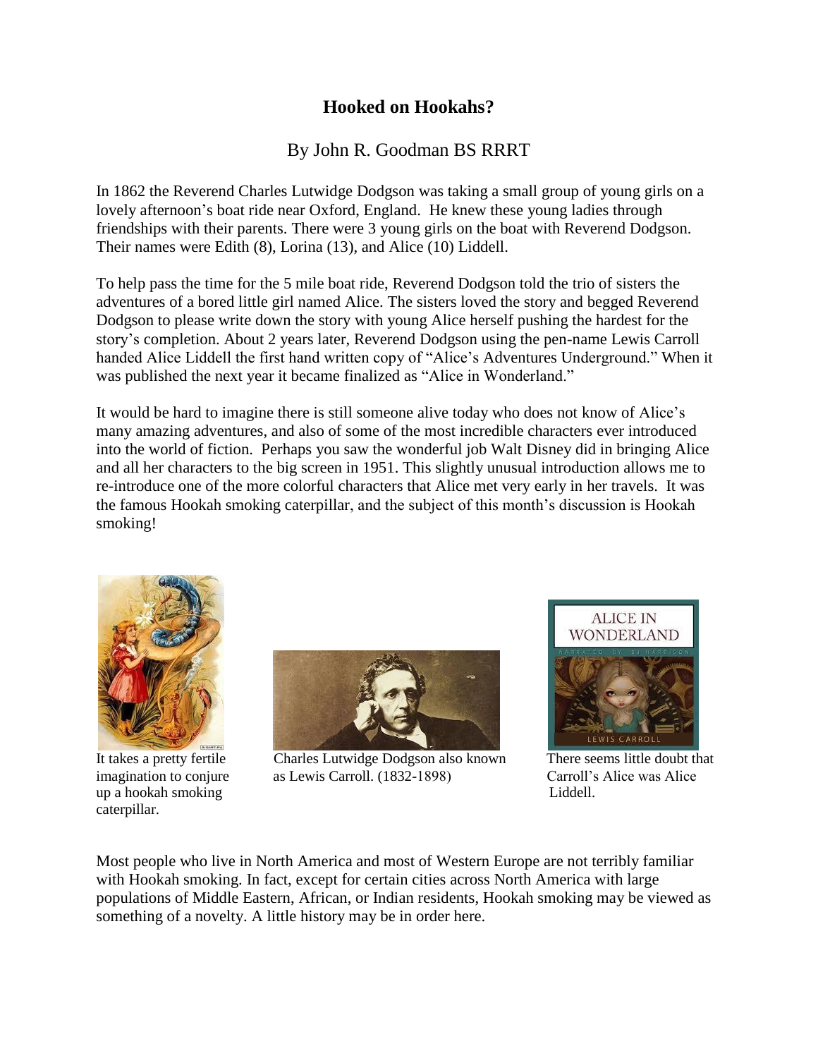# Hooked on Hookahs?

By John R. Goodman BS RRRT

In 1862 the Reverend Charles Lutwidge Dodgson was taking a small group of young girls on a lovely afternoon's boat ride near Oxford, England. He knew these young ladies through friendships with their parents. There were 3 young girls on the boat with Reverend Dodgson. Their names were Edith (8), Lorina (13), and Alice (10) Liddell.

To help pass the time for the 5 mile boat ride, Reverend Dodgson told the trio of sisters the adventures of a bored little girl named Alice. The sisters loved the story and begged Reverend Dodgson to please write down the story with young Alice herself pushing the hardest for the story's completion. About 2 years later, Reverend Dodgson using the pen-name Lewis Carroll handed Alice Liddell the first hand written copy of "Alice's Adventures Underground." When it was published the next year it became finalized as "Alice in Wonderland."

It would be hard to imagine there is still someone alive today who does not know of Alice's many amazing adventures, and also of some of the most incredible characters ever introduced into the world of fiction. Perhaps you saw the wonderful job Walt Disney did in bringing Alice and all her characters to the big screen in 1951. This slightly unusual introduction allows me to re-introduce one of the more colorful characters that Alice met very early in her travels. It was the famous Hookah smoking caterpillar, and the subject of this month's discussion is Hookah smoking!

It takes a pretty fertile imagination to conjure up a hookah smoking caterpillar.

Charles Lutwidge Dodgson also known as Lewis Carroll. (1832-1898)

There seems little doubt that Carroll's Alice was Alice Liddell.

Most people who live in North America and most of Western Europe are not terribly familiar with Hookah smoking. In fact, except for certain cities across North America with large populations of Middle Eastern, African, or Indian residents, Hookah smoking may be viewed as something of a novelty. A little history may be in order here.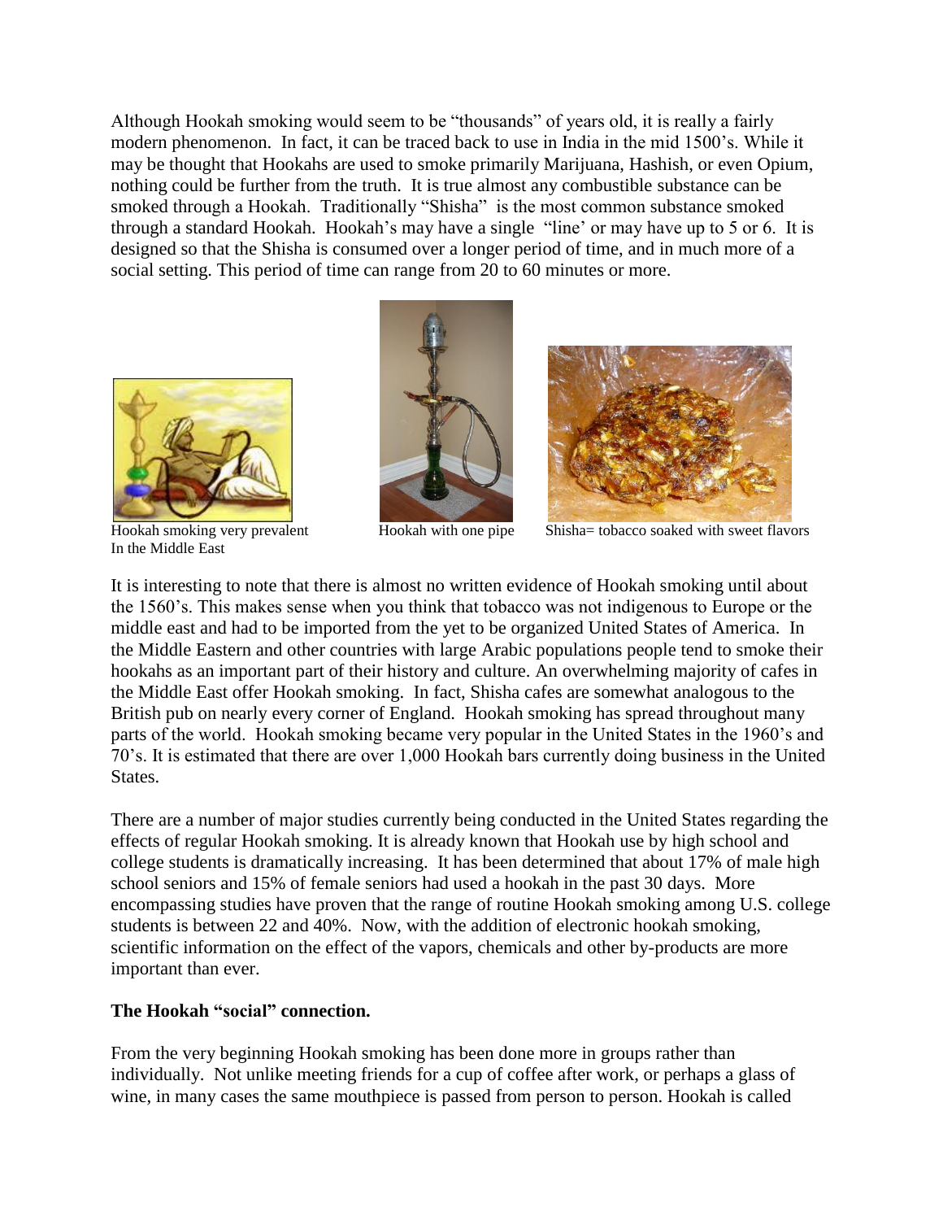Although Hookah smoking would seem to be "thousands" of years old, it is really a fairly modern phenomenon. In fact, it can be traced back to use in India in the mid 1500's. While it may be thought that Hookahs are used to smoke primarily Marijuana, Hashish, or even Opium, nothing could be further from the truth. It is true almost any combustible substance can be smoked through a Hookah. Traditionally "Shisha" is the most common substance smoked through a standard Hookah. Hookah's may have a single "line' or may have up to 5 or 6. It is designed so that the Shisha is consumed over a longer period of time, and in much more of a social setting. This period of time can range from 20 to 60 minutes or more.

Hookah smoking very prevalent In the Middle East

Hookah with one pipe

Shisha= tobacco soaked with sweet flavors

It is interesting to note that there is almost no written evidence of Hookah smoking until about the 1560's. This makes sense when you think that tobacco was not indigenous to Europe or the middle east and had to be imported from the yet to be organized United States of America. In the Middle Eastern and other countries with large Arabic populations people tend to smoke their hookahs as an important part of their history and culture. An overwhelming majority of cafes in the Middle East offer Hookah smoking. In fact, Shisha cafes are somewhat analogous to the British pub on nearly every corner of England. Hookah smoking has spread throughout many parts of the world. Hookah smoking became very popular in the United States in the 1960's and 70's. It is estimated that there are over 1,000 Hookah bars currently doing business in the United States.

There are a number of major studies currently being conducted in the United States regarding the effects of regular Hookah smoking. It is already known that Hookah use by high school and college students is dramatically increasing. It has been determined that about 17% of male high school seniors and 15% of female seniors had used a hookah in the past 30 days. More encompassing studies have proven that the range of routine Hookah smoking among U.S. college students is between 22 and 40%. Now, with the addition of electronic hookah smoking, scientific information on the effect of the vapors, chemicals and other by-products are more important than ever.

**The Hookah "social" connection.**

From the very beginning Hookah smoking has been done more in groups rather than individually. Not unlike meeting friends for a cup of coffee after work, or perhaps a glass of wine, in many cases the same mouthpiece is passed from person to person. Hookah is called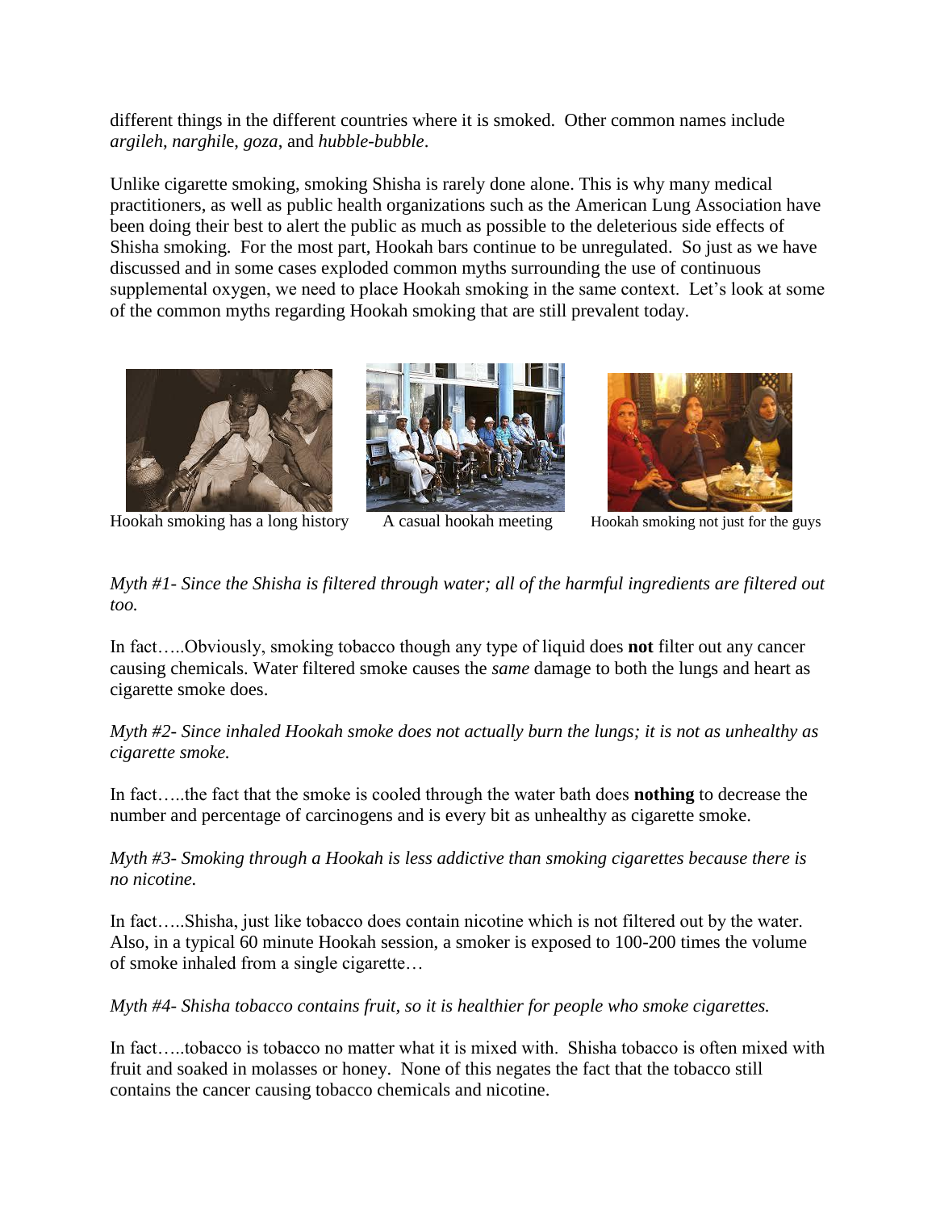different things in the different countries where it is smoked. Other common names include *argileh*, *narghile*, *goza*, and *hubble-bubble*.

Unlike cigarette smoking, smoking Shisha is rarely done alone. This is why many medical practitioners, as well as public health organizations such as the American Lung Association have been doing their best to alert the public as much as possible to the deleterious side effects of Shisha smoking. For the most part, Hookah bars continue to be unregulated. So just as we have discussed and in some cases exploded common myths surrounding the use of continuous supplemental oxygen, we need to place Hookah smoking in the same context. Let's look at some of the common myths regarding Hookah smoking that are still prevalent today.

Hookah smoking has a long history

A casual hookah meeting

Hookah smoking not just for the guys

*Myth #1- Since the Shisha is filtered through water; all of the harmful ingredients are filtered out too.*

In fact…..Obviously, smoking tobacco though any type of liquid does **not** filter out any cancer causing chemicals. Water filtered smoke causes the *same* damage to both the lungs and heart as cigarette smoke does.

*Myth #2- Since inhaled Hookah smoke does not actually burn the lungs; it is not as unhealthy as cigarette smoke.*

In fact…..the fact that the smoke is cooled through the water bath does **nothing** to decrease the number and percentage of carcinogens and is every bit as unhealthy as cigarette smoke.

*Myth #3- Smoking through a Hookah is less addictive than smoking cigarettes because there is no nicotine.*

In fact…..Shisha, just like tobacco does contain nicotine which is not filtered out by the water. Also, in a typical 60 minute Hookah session, a smoker is exposed to 100-200 times the volume of smoke inhaled from a single cigarette…

*Myth #4- Shisha tobacco contains fruit, so it is healthier for people who smoke cigarettes.*

In fact…..tobacco is tobacco no matter what it is mixed with. Shisha tobacco is often mixed with fruit and soaked in molasses or honey. None of this negates the fact that the tobacco still contains the cancer causing tobacco chemicals and nicotine.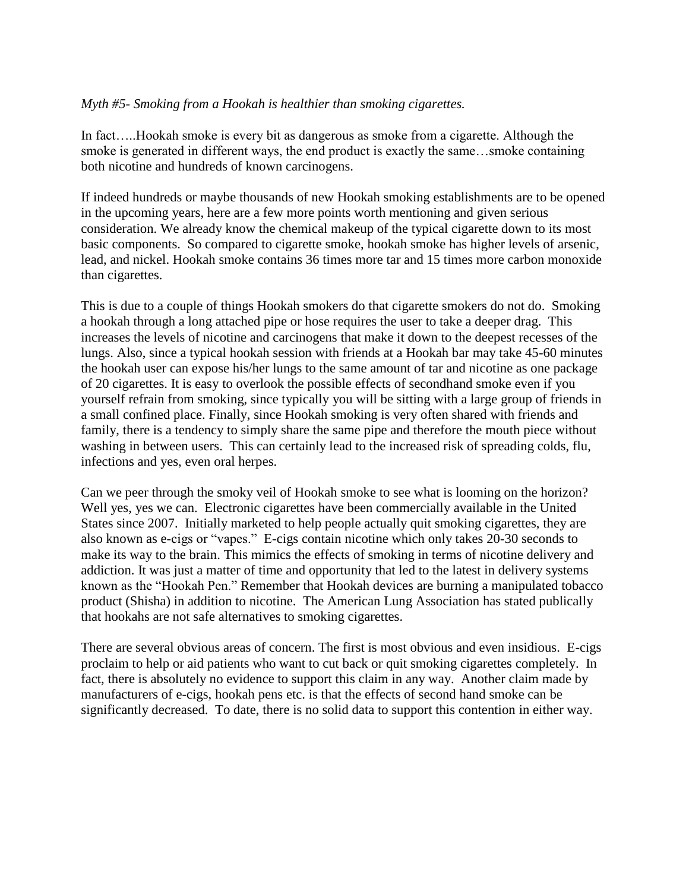*Myth #5- Smoking from a Hookah is healthier than smoking cigarettes.*

In fact…..Hookah smoke is every bit as dangerous as smoke from a cigarette. Although the smoke is generated in different ways, the end product is exactly the same…smoke containing both nicotine and hundreds of known carcinogens.

If indeed hundreds or maybe thousands of new Hookah smoking establishments are to be opened in the upcoming years, here are a few more points worth mentioning and given serious consideration. We already know the chemical makeup of the typical cigarette down to its most basic components. So compared to cigarette smoke, hookah smoke has higher levels of arsenic, lead, and nickel. Hookah smoke contains 36 times more tar and 15 times more carbon monoxide than cigarettes.

This is due to a couple of things Hookah smokers do that cigarette smokers do not do. Smoking a hookah through a long attached pipe or hose requires the user to take a deeper drag. This increases the levels of nicotine and carcinogens that make it down to the deepest recesses of the lungs. Also, since a typical hookah session with friends at a Hookah bar may take 45-60 minutes the hookah user can expose his/her lungs to the same amount of tar and nicotine as one package of 20 cigarettes. It is easy to overlook the possible effects of secondhand smoke even if you yourself refrain from smoking, since typically you will be sitting with a large group of friends in a small confined place. Finally, since Hookah smoking is very often shared with friends and family, there is a tendency to simply share the same pipe and therefore the mouth piece without washing in between users. This can certainly lead to the increased risk of spreading colds, flu, infections and yes, even oral herpes.

Can we peer through the smoky veil of Hookah smoke to see what is looming on the horizon? Well yes, yes we can. Electronic cigarettes have been commercially available in the United States since 2007. Initially marketed to help people actually quit smoking cigarettes, they are also known as e-cigs or "vapes." E-cigs contain nicotine which only takes 20-30 seconds to make its way to the brain. This mimics the effects of smoking in terms of nicotine delivery and addiction. It was just a matter of time and opportunity that led to the latest in delivery systems known as the "Hookah Pen." Remember that Hookah devices are burning a manipulated tobacco product (Shisha) in addition to nicotine. The American Lung Association has stated publically that hookahs are not safe alternatives to smoking cigarettes.

There are several obvious areas of concern. The first is most obvious and even insidious. E-cigs proclaim to help or aid patients who want to cut back or quit smoking cigarettes completely. In fact, there is absolutely no evidence to support this claim in any way. Another claim made by manufacturers of e-cigs, hookah pens etc. is that the effects of second hand smoke can be significantly decreased. To date, there is no solid data to support this contention in either way.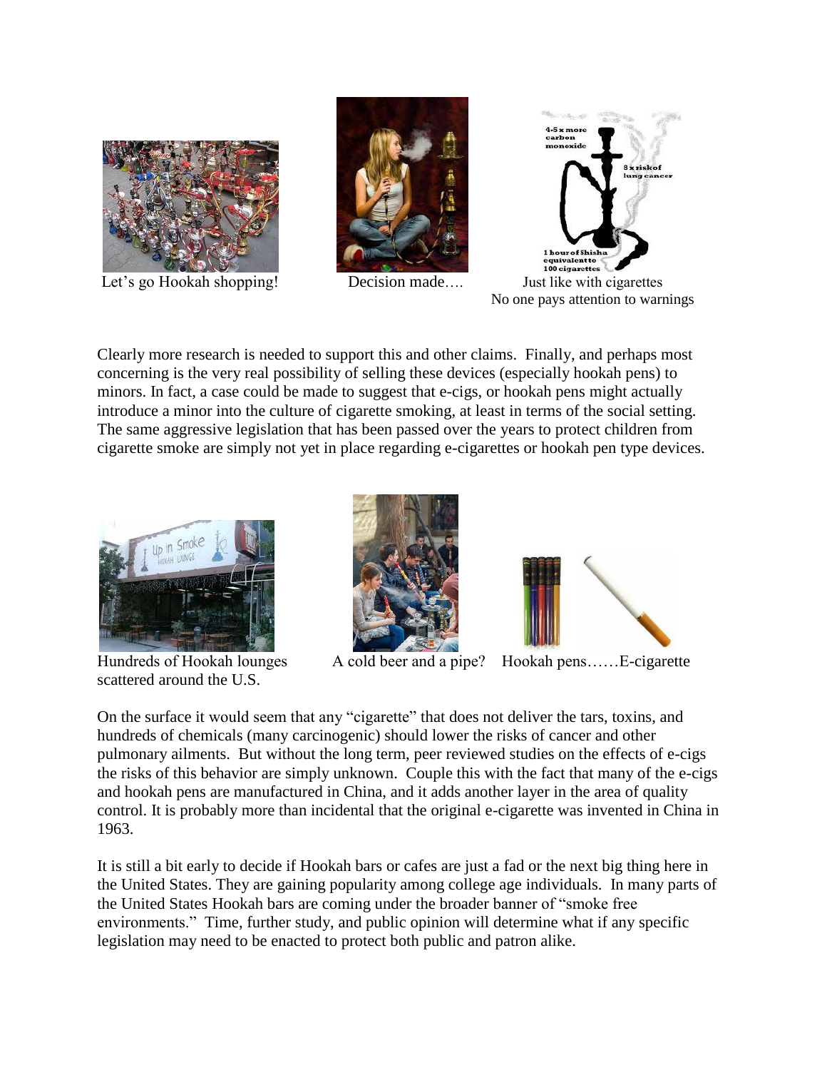Let's go Hookah shopping!

Decision made….

4-5 x more carbon monoxide

8 x risk of lung cancer

1 hour of Shisha equivalent to 100 cigarettes

Just like with cigarettes No one pays attention to warnings

Clearly more research is needed to support this and other claims. Finally, and perhaps most concerning is the very real possibility of selling these devices (especially hookah pens) to minors. In fact, a case could be made to suggest that e-cigs, or hookah pens might actually introduce a minor into the culture of cigarette smoking, at least in terms of the social setting. The same aggressive legislation that has been passed over the years to protect children from cigarette smoke are simply not yet in place regarding e-cigarettes or hookah pen type devices.

Hundreds of Hookah lounges scattered around the U.S.

A cold beer and a pipe?

Hookah pens……E-cigarette

On the surface it would seem that any "cigarette" that does not deliver the tars, toxins, and hundreds of chemicals (many carcinogenic) should lower the risks of cancer and other pulmonary ailments. But without the long term, peer reviewed studies on the effects of e-cigs the risks of this behavior are simply unknown. Couple this with the fact that many of the e-cigs and hookah pens are manufactured in China, and it adds another layer in the area of quality control. It is probably more than incidental that the original e-cigarette was invented in China in 1963.

It is still a bit early to decide if Hookah bars or cafes are just a fad or the next big thing here in the United States. They are gaining popularity among college age individuals. In many parts of the United States Hookah bars are coming under the broader banner of "smoke free environments." Time, further study, and public opinion will determine what if any specific legislation may need to be enacted to protect both public and patron alike.